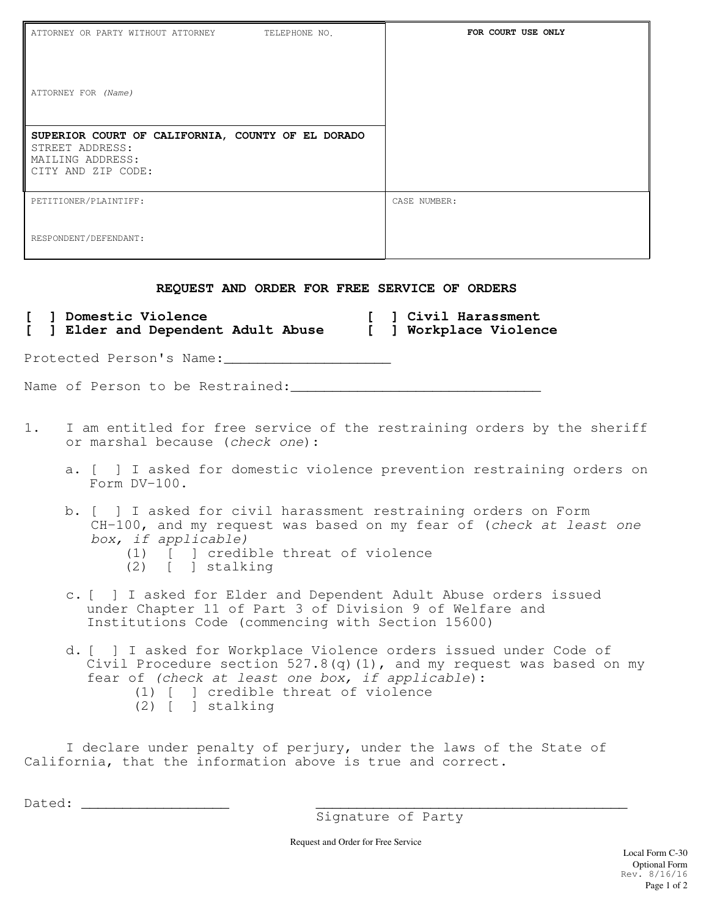| ATTORNEY OR PARTY WITHOUT ATTORNEY TELEPHONE NO.<br><br>ATTORNEY FOR *(Name)* | **FOR COURT USE ONLY** |
|---|---|
| **SUPERIOR COURT OF CALIFORNIA, COUNTY OF EL DORADO**<br>STREET ADDRESS:<br>MAILING ADDRESS:<br>CITY AND ZIP CODE: | |
| PETITIONER/PLAINTIFF:<br><br>RESPONDENT/DEFENDANT: | CASE NUMBER: |

## REQUEST AND ORDER FOR FREE SERVICE OF ORDERS

**[ ] Domestic Violence** **[ ] Civil Harassment**
**[ ] Elder and Dependent Adult Abuse** **[ ] Workplace Violence**

Protected Person's Name:____________________

Name of Person to be Restrained:______________________________

1. I am entitled for free service of the restraining orders by the sheriff or marshal because (*check one*):

   a. [ ] I asked for domestic violence prevention restraining orders on Form DV-100.

   b. [ ] I asked for civil harassment restraining orders on Form CH-100, and my request was based on my fear of (*check at least one box, if applicable)*
      (1) [ ] credible threat of violence
      (2) [ ] stalking

   c. [ ] I asked for Elder and Dependent Adult Abuse orders issued under Chapter 11 of Part 3 of Division 9 of Welfare and Institutions Code (commencing with Section 15600)

   d. [ ] I asked for Workplace Violence orders issued under Code of Civil Procedure section 527.8(q)(1), and my request was based on my fear of *(check at least one box, if applicable*):
      (1) [ ] credible threat of violence
      (2) [ ] stalking

I declare under penalty of perjury, under the laws of the State of California, that the information above is true and correct.

Dated: __________________ ________________________________________
Signature of Party

Request and Order for Free Service

Local Form C-30
Optional Form
Rev. 8/16/16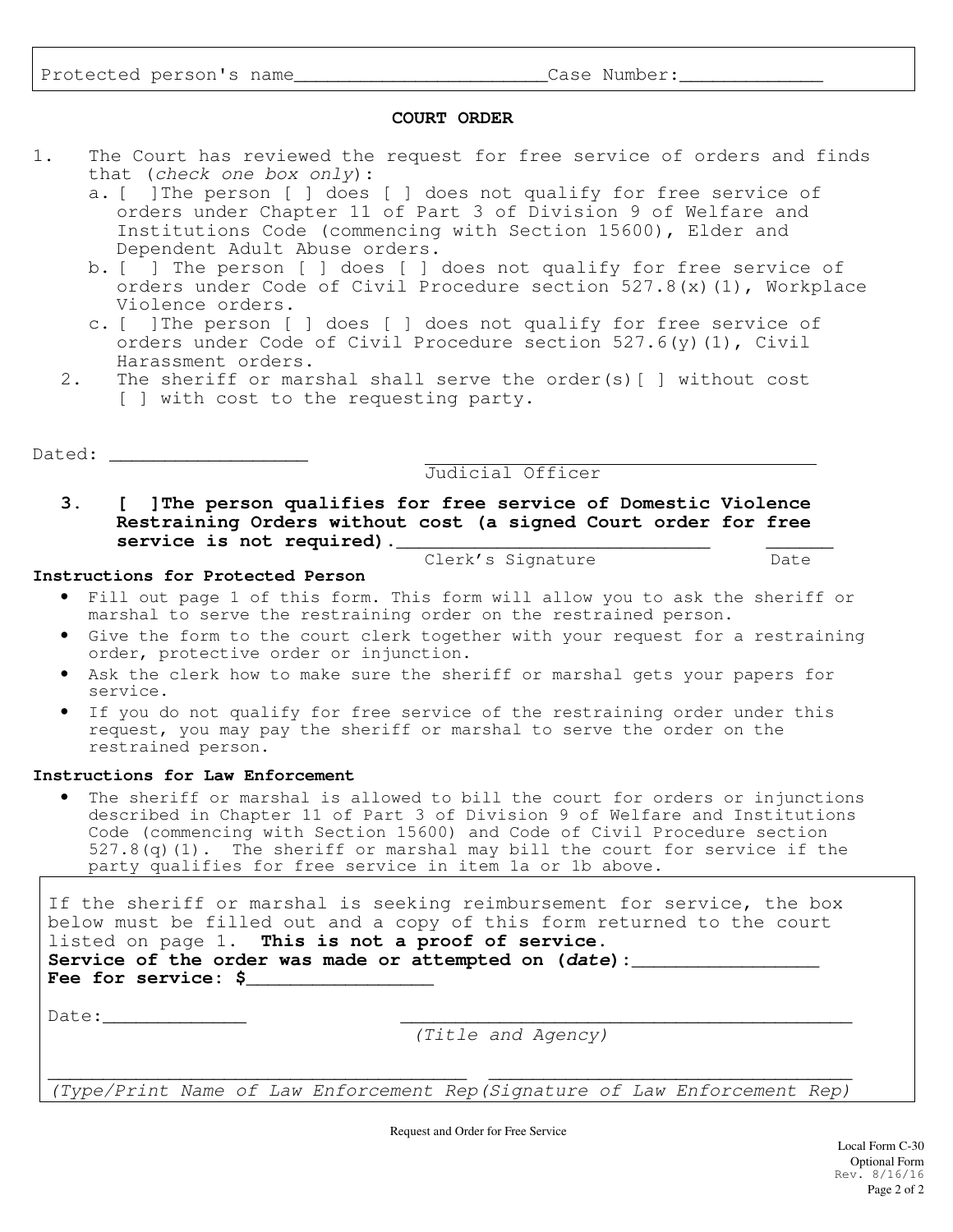Protected person's name_______________________Case Number:_____________

**COURT ORDER**

1. The Court has reviewed the request for free service of orders and finds that (*check one box only*):
   a. [ ]The person [ ] does [ ] does not qualify for free service of orders under Chapter 11 of Part 3 of Division 9 of Welfare and Institutions Code (commencing with Section 15600), Elder and Dependent Adult Abuse orders.
   b. [ ] The person [ ] does [ ] does not qualify for free service of orders under Code of Civil Procedure section 527.8(x)(1), Workplace Violence orders.
   c. [ ]The person [ ] does [ ] does not qualify for free service of orders under Code of Civil Procedure section 527.6(y)(1), Civil Harassment orders.
2. The sheriff or marshal shall serve the order(s)[ ] without cost [ ] with cost to the requesting party.

Dated: __________________ _____________________________________
Judicial Officer

3. **[ ]The person qualifies for free service of Domestic Violence Restraining Orders without cost (a signed Court order for free service is not required).**_____________________________ ______
Clerk's Signature Date

**Instructions for Protected Person**

- Fill out page 1 of this form. This form will allow you to ask the sheriff or marshal to serve the restraining order on the restrained person.
- Give the form to the court clerk together with your request for a restraining order, protective order or injunction.
- Ask the clerk how to make sure the sheriff or marshal gets your papers for service.
- If you do not qualify for free service of the restraining order under this request, you may pay the sheriff or marshal to serve the order on the restrained person.

**Instructions for Law Enforcement**

- The sheriff or marshal is allowed to bill the court for orders or injunctions described in Chapter 11 of Part 3 of Division 9 of Welfare and Institutions Code (commencing with Section 15600) and Code of Civil Procedure section 527.8(q)(1). The sheriff or marshal may bill the court for service if the party qualifies for free service in item 1a or 1b above.

If the sheriff or marshal is seeking reimbursement for service, the box below must be filled out and a copy of this form returned to the court listed on page 1. **This is not a proof of service.**
**Service of the order was made or attempted on (*date*):**_________________
**Fee for service: $**_________________

Date:_____________ __________________________________________
*(Title and Agency)*

_______________________________________ __________________________________
*(Type/Print Name of Law Enforcement Rep* *(Signature of Law Enforcement Rep)*

Request and Order for Free Service

Local Form C-30
Optional Form
Rev. 8/16/16